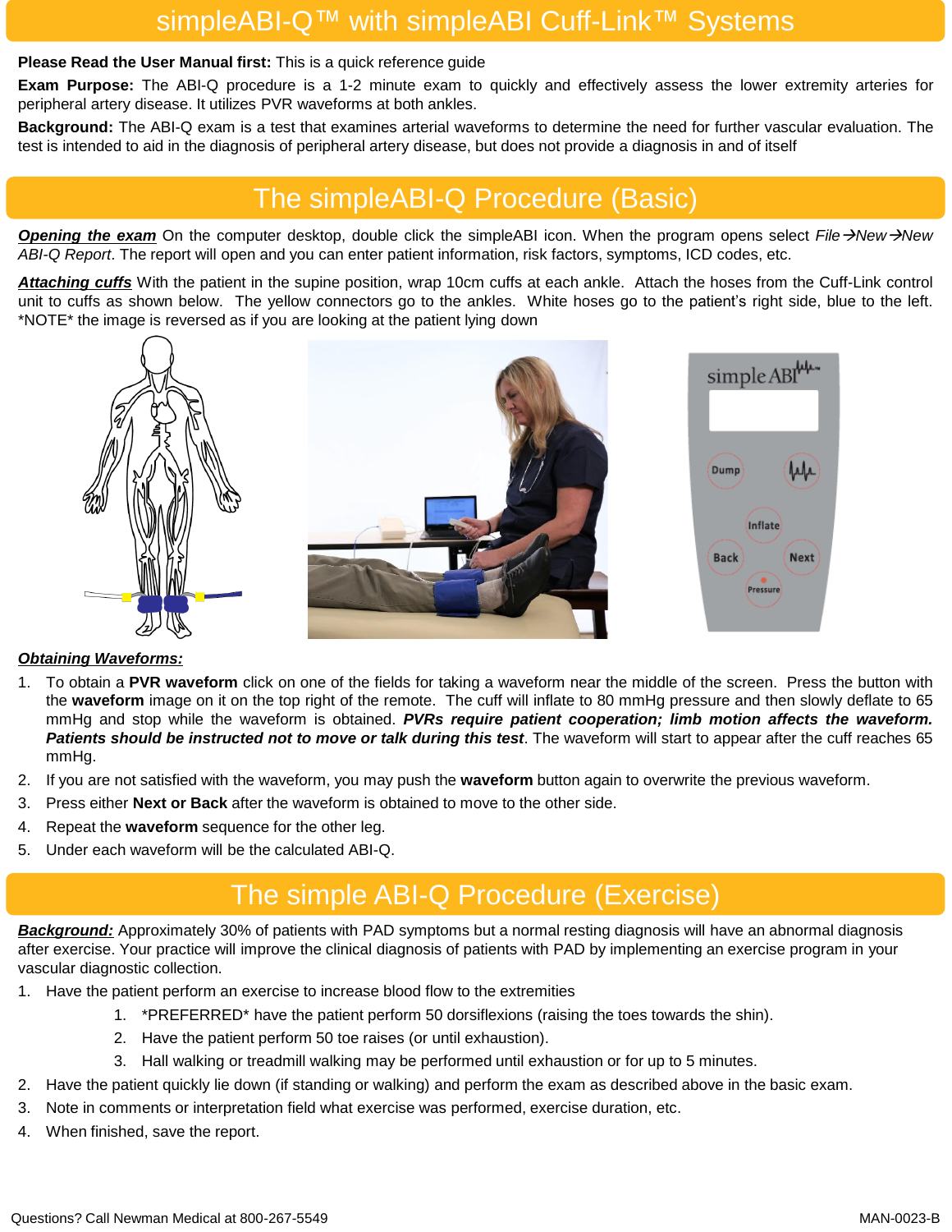# simpleABI-Q™ with simpleABI Cuff-Link™ Systems

**Please Read the User Manual first:** This is a quick reference guide

**Exam Purpose:** The ABI-Q procedure is a 1-2 minute exam to quickly and effectively assess the lower extremity arteries for peripheral artery disease. It utilizes PVR waveforms at both ankles.

**Background:** The ABI-Q exam is a test that examines arterial waveforms to determine the need for further vascular evaluation. The test is intended to aid in the diagnosis of peripheral artery disease, but does not provide a diagnosis in and of itself

## The simpleABI-Q Procedure (Basic)

***Opening the exam*** On the computer desktop, double click the simpleABI icon. When the program opens select *File→New→New ABI-Q Report*. The report will open and you can enter patient information, risk factors, symptoms, ICD codes, etc.

***Attaching cuffs*** With the patient in the supine position, wrap 10cm cuffs at each ankle. Attach the hoses from the Cuff-Link control unit to cuffs as shown below. The yellow connectors go to the ankles. White hoses go to the patient's right side, blue to the left. *NOTE* the image is reversed as if you are looking at the patient lying down

***Obtaining Waveforms:***

1. To obtain a **PVR waveform** click on one of the fields for taking a waveform near the middle of the screen. Press the button with the **waveform** image on it on the top right of the remote. The cuff will inflate to 80 mmHg pressure and then slowly deflate to 65 mmHg and stop while the waveform is obtained. ***PVRs require patient cooperation; limb motion affects the waveform. Patients should be instructed not to move or talk during this test***. The waveform will start to appear after the cuff reaches 65 mmHg.
2. If you are not satisfied with the waveform, you may push the **waveform** button again to overwrite the previous waveform.
3. Press either **Next or Back** after the waveform is obtained to move to the other side.
4. Repeat the **waveform** sequence for the other leg.
5. Under each waveform will be the calculated ABI-Q.

## The simple ABI-Q Procedure (Exercise)

***Background:*** Approximately 30% of patients with PAD symptoms but a normal resting diagnosis will have an abnormal diagnosis after exercise. Your practice will improve the clinical diagnosis of patients with PAD by implementing an exercise program in your vascular diagnostic collection.

1. Have the patient perform an exercise to increase blood flow to the extremities
   1. *PREFERRED* have the patient perform 50 dorsiflexions (raising the toes towards the shin).
   2. Have the patient perform 50 toe raises (or until exhaustion).
   3. Hall walking or treadmill walking may be performed until exhaustion or for up to 5 minutes.
2. Have the patient quickly lie down (if standing or walking) and perform the exam as described above in the basic exam.
3. Note in comments or interpretation field what exercise was performed, exercise duration, etc.
4. When finished, save the report.

Questions? Call Newman Medical at 800-267-5549

MAN-0023-B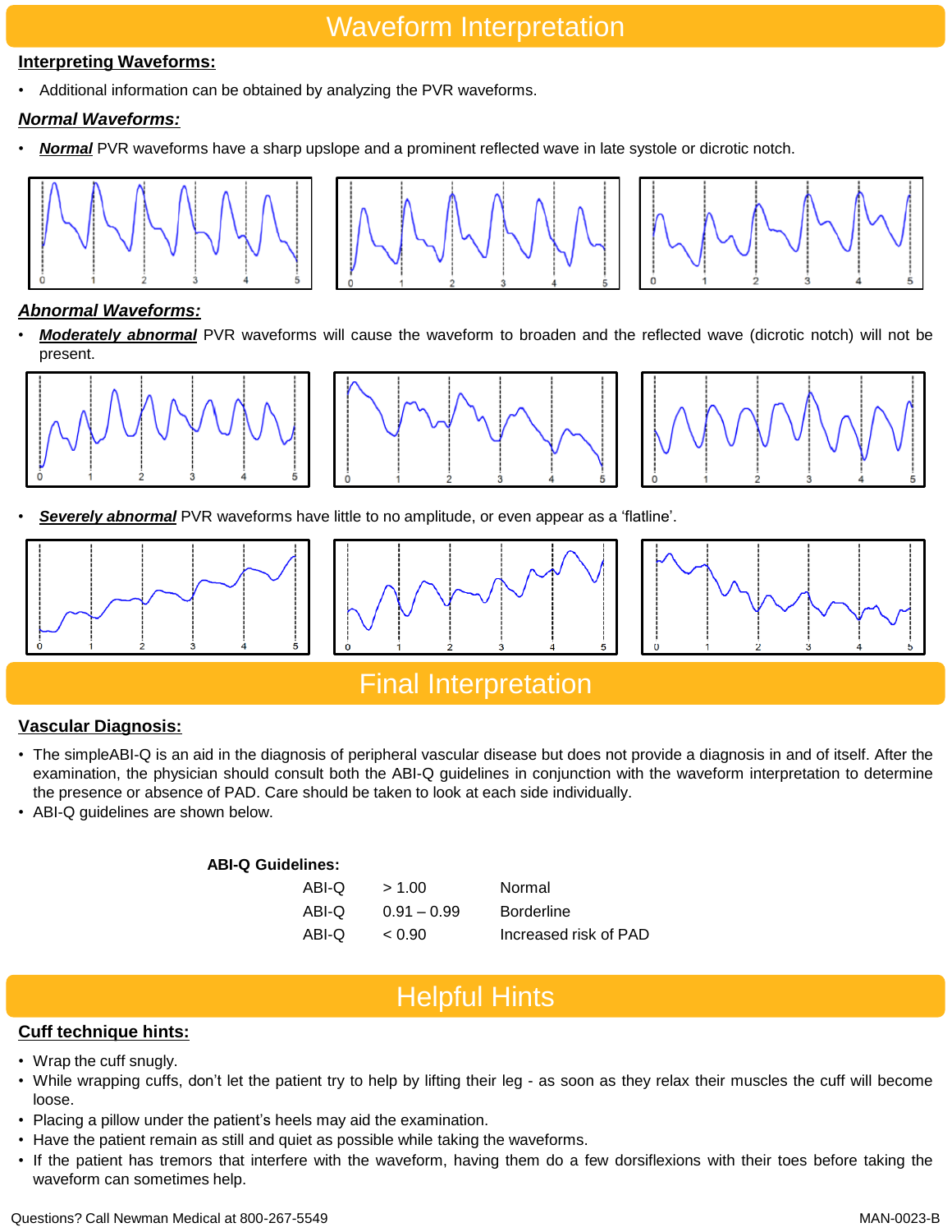# Waveform Interpretation

**Interpreting Waveforms:**

- Additional information can be obtained by analyzing the PVR waveforms.

***Normal Waveforms:***

- ***Normal*** PVR waveforms have a sharp upslope and a prominent reflected wave in late systole or dicrotic notch.

0 1 2 3 4 5

0 1 2 3 4 5

0 1 2 3 4 5

***Abnormal Waveforms:***

- ***Moderately abnormal*** PVR waveforms will cause the waveform to broaden and the reflected wave (dicrotic notch) will not be present.

0 1 2 3 4 5

0 1 2 3 4 5

0 1 2 3 4 5

- ***Severely abnormal*** PVR waveforms have little to no amplitude, or even appear as a 'flatline'.

0 1 2 3 4 5

0 1 2 3 4 5

0 1 2 3 4 5

# Final Interpretation

**Vascular Diagnosis:**

- The simpleABI-Q is an aid in the diagnosis of peripheral vascular disease but does not provide a diagnosis in and of itself. After the examination, the physician should consult both the ABI-Q guidelines in conjunction with the waveform interpretation to determine the presence or absence of PAD. Care should be taken to look at each side individually.
- ABI-Q guidelines are shown below.

**ABI-Q Guidelines:**

| | | |
|---|---|---|
| ABI-Q | > 1.00 | Normal |
| ABI-Q | 0.91 – 0.99 | Borderline |
| ABI-Q | < 0.90 | Increased risk of PAD |

# Helpful Hints

**Cuff technique hints:**

- Wrap the cuff snugly.
- While wrapping cuffs, don't let the patient try to help by lifting their leg - as soon as they relax their muscles the cuff will become loose.
- Placing a pillow under the patient's heels may aid the examination.
- Have the patient remain as still and quiet as possible while taking the waveforms.
- If the patient has tremors that interfere with the waveform, having them do a few dorsiflexions with their toes before taking the waveform can sometimes help.

Questions? Call Newman Medical at 800-267-5549

MAN-0023-B